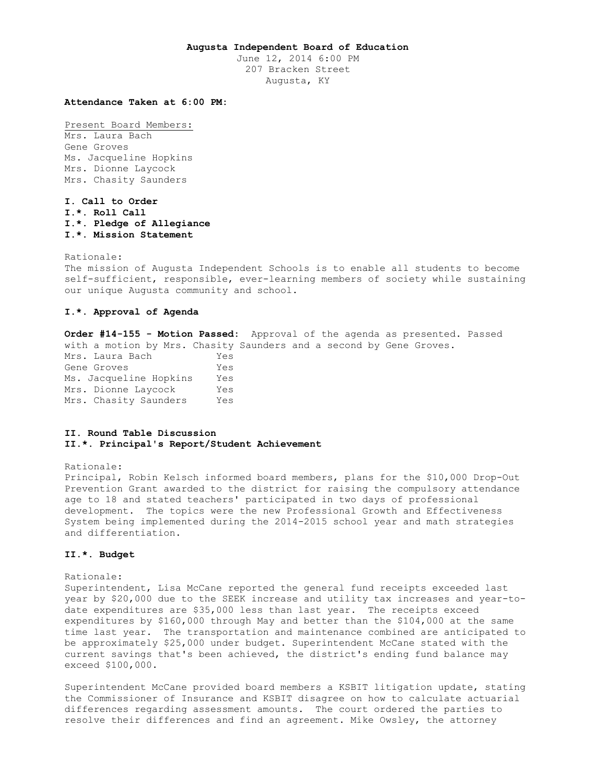**Augusta Independent Board of Education**

June 12, 2014 6:00 PM
207 Bracken Street
Augusta, KY

**Attendance Taken at 6:00 PM:**

Present Board Members:
Mrs. Laura Bach
Gene Groves
Ms. Jacqueline Hopkins
Mrs. Dionne Laycock
Mrs. Chasity Saunders

**I. Call to Order**
**I.*. Roll Call**
**I.*. Pledge of Allegiance**
**I.*. Mission Statement**

Rationale:
The mission of Augusta Independent Schools is to enable all students to become self-sufficient, responsible, ever-learning members of society while sustaining our unique Augusta community and school.

**I.*. Approval of Agenda**

**Order #14-155 - Motion Passed:** Approval of the agenda as presented. Passed with a motion by Mrs. Chasity Saunders and a second by Gene Groves.

| | |
|---|---|
| Mrs. Laura Bach | Yes |
| Gene Groves | Yes |
| Ms. Jacqueline Hopkins | Yes |
| Mrs. Dionne Laycock | Yes |
| Mrs. Chasity Saunders | Yes |

**II. Round Table Discussion**
**II.*. Principal's Report/Student Achievement**

Rationale:
Principal, Robin Kelsch informed board members, plans for the $10,000 Drop-Out Prevention Grant awarded to the district for raising the compulsory attendance age to 18 and stated teachers' participated in two days of professional development. The topics were the new Professional Growth and Effectiveness System being implemented during the 2014-2015 school year and math strategies and differentiation.

**II.*. Budget**

Rationale:
Superintendent, Lisa McCane reported the general fund receipts exceeded last year by $20,000 due to the SEEK increase and utility tax increases and year-to-date expenditures are $35,000 less than last year. The receipts exceed expenditures by $160,000 through May and better than the $104,000 at the same time last year. The transportation and maintenance combined are anticipated to be approximately $25,000 under budget. Superintendent McCane stated with the current savings that's been achieved, the district's ending fund balance may exceed $100,000.

Superintendent McCane provided board members a KSBIT litigation update, stating the Commissioner of Insurance and KSBIT disagree on how to calculate actuarial differences regarding assessment amounts. The court ordered the parties to resolve their differences and find an agreement. Mike Owsley, the attorney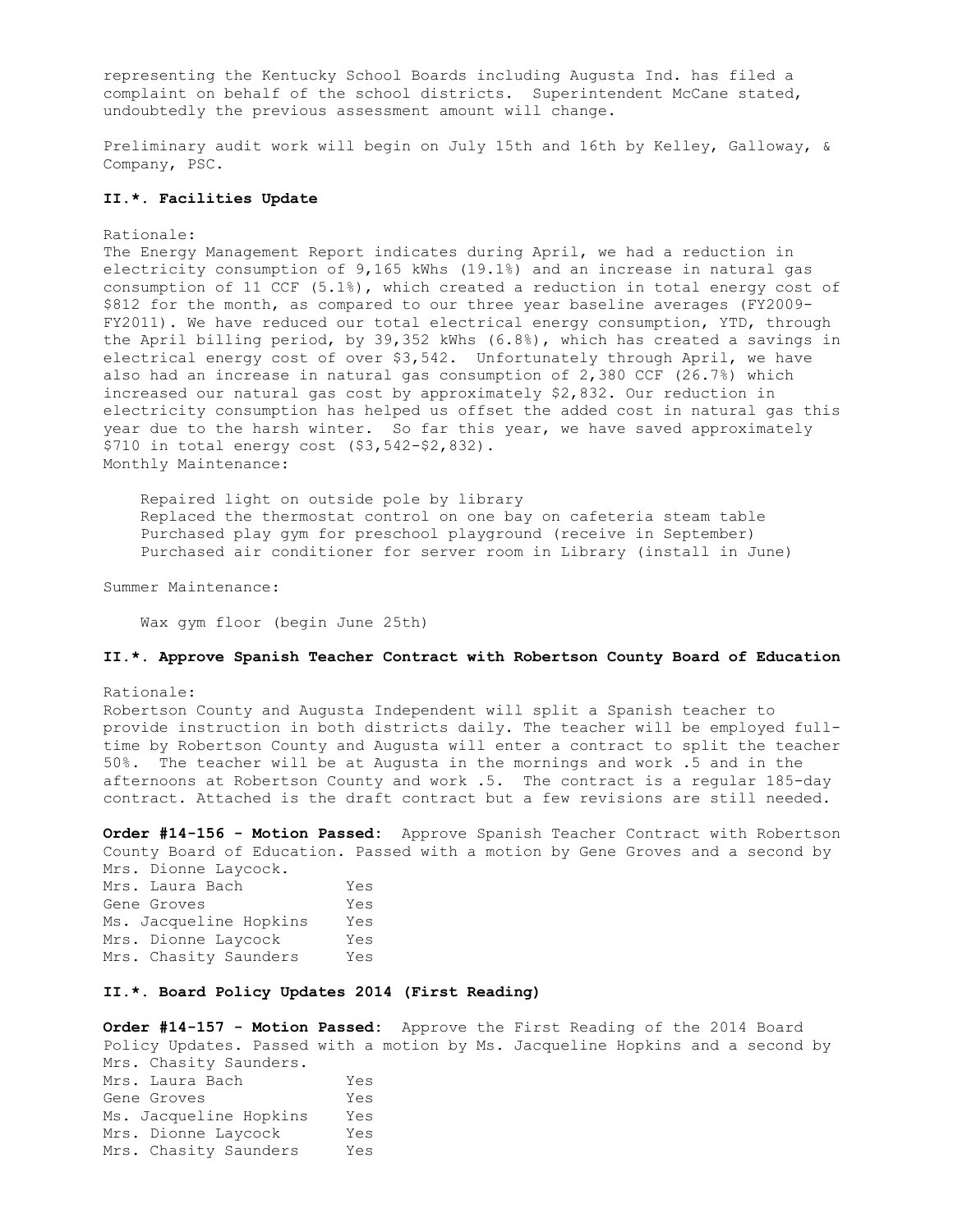representing the Kentucky School Boards including Augusta Ind. has filed a complaint on behalf of the school districts. Superintendent McCane stated, undoubtedly the previous assessment amount will change.

Preliminary audit work will begin on July 15th and 16th by Kelley, Galloway, & Company, PSC.

### II.*. Facilities Update

Rationale:
The Energy Management Report indicates during April, we had a reduction in electricity consumption of 9,165 kWhs (19.1%) and an increase in natural gas consumption of 11 CCF (5.1%), which created a reduction in total energy cost of $812 for the month, as compared to our three year baseline averages (FY2009-FY2011). We have reduced our total electrical energy consumption, YTD, through the April billing period, by 39,352 kWhs (6.8%), which has created a savings in electrical energy cost of over $3,542. Unfortunately through April, we have also had an increase in natural gas consumption of 2,380 CCF (26.7%) which increased our natural gas cost by approximately $2,832. Our reduction in electricity consumption has helped us offset the added cost in natural gas this year due to the harsh winter. So far this year, we have saved approximately $710 in total energy cost ($3,542-$2,832).
Monthly Maintenance:

Repaired light on outside pole by library
Replaced the thermostat control on one bay on cafeteria steam table
Purchased play gym for preschool playground (receive in September)
Purchased air conditioner for server room in Library (install in June)

Summer Maintenance:

Wax gym floor (begin June 25th)

### II.*. Approve Spanish Teacher Contract with Robertson County Board of Education

Rationale:
Robertson County and Augusta Independent will split a Spanish teacher to provide instruction in both districts daily. The teacher will be employed full-time by Robertson County and Augusta will enter a contract to split the teacher 50%. The teacher will be at Augusta in the mornings and work .5 and in the afternoons at Robertson County and work .5. The contract is a regular 185-day contract. Attached is the draft contract but a few revisions are still needed.

**Order #14-156 - Motion Passed:** Approve Spanish Teacher Contract with Robertson County Board of Education. Passed with a motion by Gene Groves and a second by Mrs. Dionne Laycock.

| | |
|---|---|
| Mrs. Laura Bach | Yes |
| Gene Groves | Yes |
| Ms. Jacqueline Hopkins | Yes |
| Mrs. Dionne Laycock | Yes |
| Mrs. Chasity Saunders | Yes |

### II.*. Board Policy Updates 2014 (First Reading)

**Order #14-157 - Motion Passed:** Approve the First Reading of the 2014 Board Policy Updates. Passed with a motion by Ms. Jacqueline Hopkins and a second by Mrs. Chasity Saunders.

| | |
|---|---|
| Mrs. Laura Bach | Yes |
| Gene Groves | Yes |
| Ms. Jacqueline Hopkins | Yes |
| Mrs. Dionne Laycock | Yes |
| Mrs. Chasity Saunders | Yes |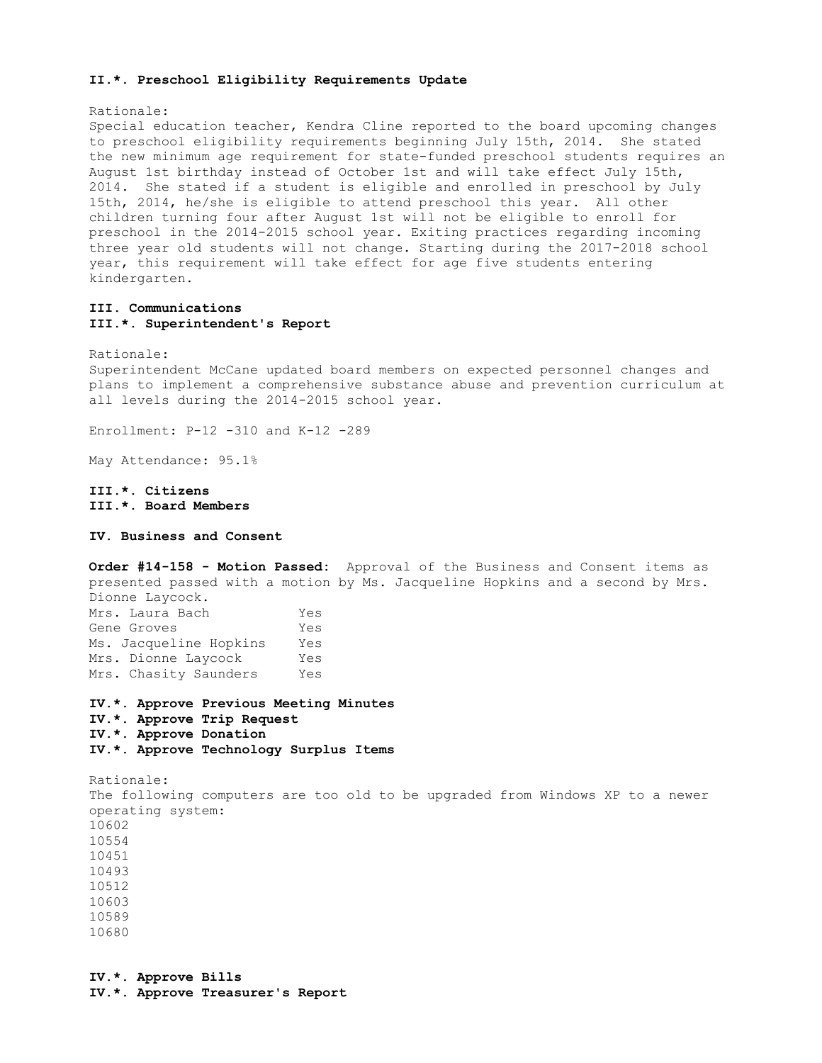**II.*. Preschool Eligibility Requirements Update**

Rationale:
Special education teacher, Kendra Cline reported to the board upcoming changes to preschool eligibility requirements beginning July 15th, 2014. She stated the new minimum age requirement for state-funded preschool students requires an August 1st birthday instead of October 1st and will take effect July 15th, 2014. She stated if a student is eligible and enrolled in preschool by July 15th, 2014, he/she is eligible to attend preschool this year. All other children turning four after August 1st will not be eligible to enroll for preschool in the 2014-2015 school year. Exiting practices regarding incoming three year old students will not change. Starting during the 2017-2018 school year, this requirement will take effect for age five students entering kindergarten.

**III. Communications**
**III.*. Superintendent's Report**

Rationale:
Superintendent McCane updated board members on expected personnel changes and plans to implement a comprehensive substance abuse and prevention curriculum at all levels during the 2014-2015 school year.

Enrollment: P-12 -310 and K-12 -289

May Attendance: 95.1%

**III.*. Citizens**
**III.*. Board Members**

**IV. Business and Consent**

**Order #14-158 - Motion Passed:** Approval of the Business and Consent items as presented passed with a motion by Ms. Jacqueline Hopkins and a second by Mrs. Dionne Laycock.

| | |
|---|---|
| Mrs. Laura Bach | Yes |
| Gene Groves | Yes |
| Ms. Jacqueline Hopkins | Yes |
| Mrs. Dionne Laycock | Yes |
| Mrs. Chasity Saunders | Yes |

**IV.*. Approve Previous Meeting Minutes**
**IV.*. Approve Trip Request**
**IV.*. Approve Donation**
**IV.*. Approve Technology Surplus Items**

Rationale:
The following computers are too old to be upgraded from Windows XP to a newer operating system:
10602
10554
10451
10493
10512
10603
10589
10680

**IV.*. Approve Bills**
**IV.*. Approve Treasurer's Report**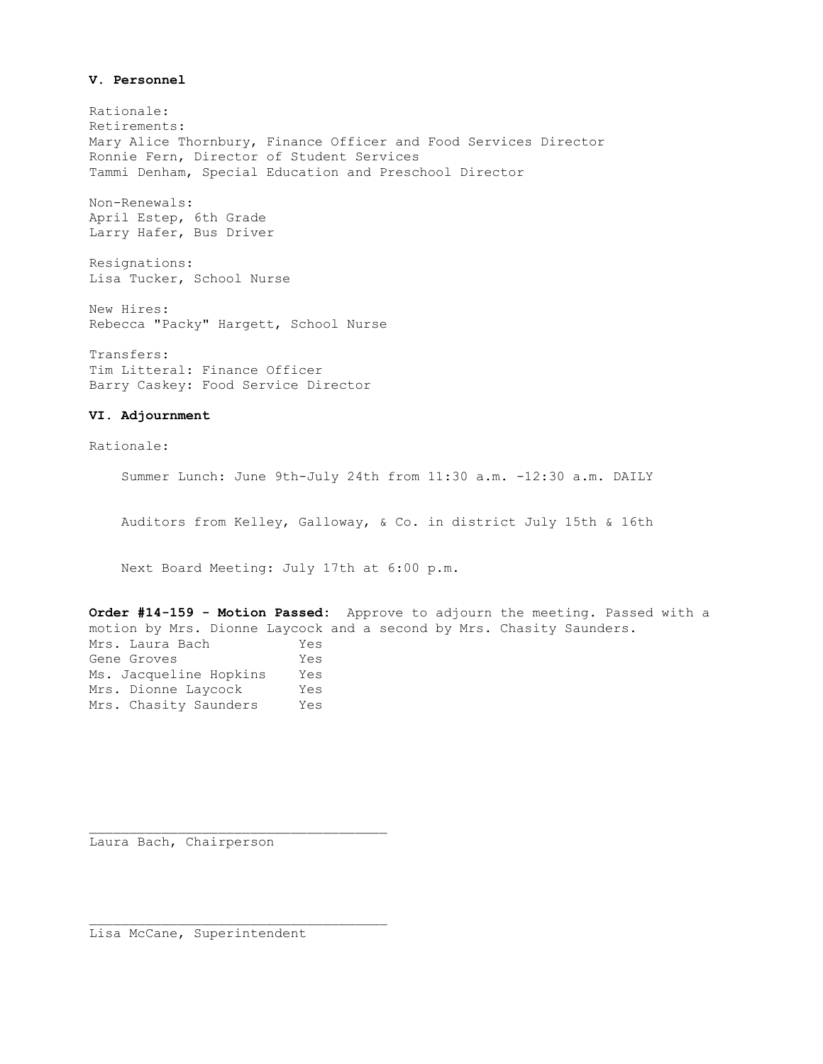### V. Personnel

Rationale:
Retirements:
Mary Alice Thornbury, Finance Officer and Food Services Director
Ronnie Fern, Director of Student Services
Tammi Denham, Special Education and Preschool Director

Non-Renewals:
April Estep, 6th Grade
Larry Hafer, Bus Driver

Resignations:
Lisa Tucker, School Nurse

New Hires:
Rebecca "Packy" Hargett, School Nurse

Transfers:
Tim Litteral: Finance Officer
Barry Caskey: Food Service Director

### VI. Adjournment

Rationale:

Summer Lunch: June 9th-July 24th from 11:30 a.m. -12:30 a.m. DAILY

Auditors from Kelley, Galloway, & Co. in district July 15th & 16th

Next Board Meeting: July 17th at 6:00 p.m.

**Order #14-159 - Motion Passed:** Approve to adjourn the meeting. Passed with a motion by Mrs. Dionne Laycock and a second by Mrs. Chasity Saunders.

| | |
|---|---|
| Mrs. Laura Bach | Yes |
| Gene Groves | Yes |
| Ms. Jacqueline Hopkins | Yes |
| Mrs. Dionne Laycock | Yes |
| Mrs. Chasity Saunders | Yes |

_____________________________________
Laura Bach, Chairperson

_____________________________________
Lisa McCane, Superintendent